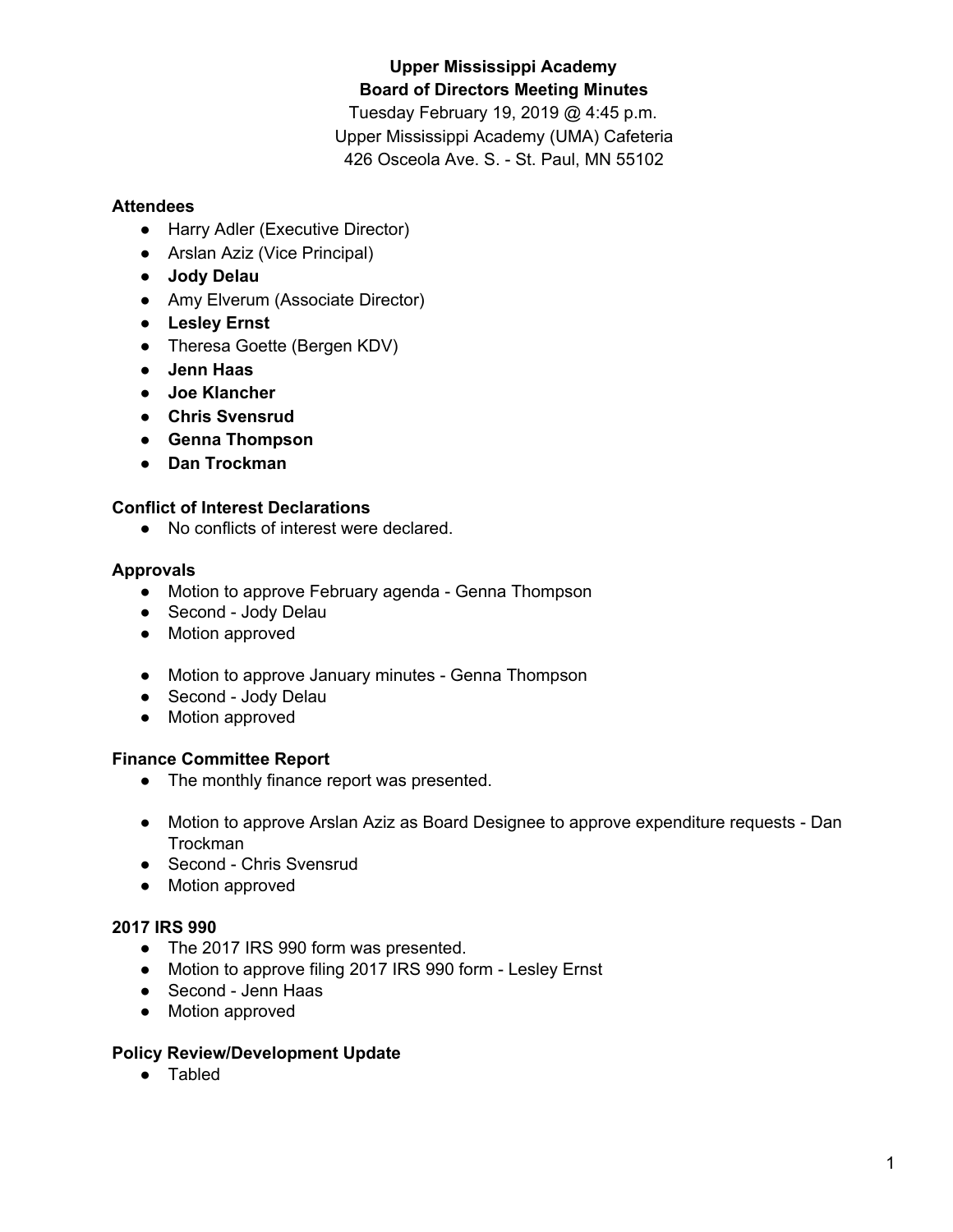# Upper Mississippi Academy
## Board of Directors Meeting Minutes

Tuesday February 19, 2019 @ 4:45 p.m.
Upper Mississippi Academy (UMA) Cafeteria
426 Osceola Ave. S. - St. Paul, MN 55102

### Attendees

- Harry Adler (Executive Director)
- Arslan Aziz (Vice Principal)
- **Jody Delau**
- Amy Elverum (Associate Director)
- **Lesley Ernst**
- Theresa Goette (Bergen KDV)
- **Jenn Haas**
- **Joe Klancher**
- **Chris Svensrud**
- **Genna Thompson**
- **Dan Trockman**

### Conflict of Interest Declarations

- No conflicts of interest were declared.

### Approvals

- Motion to approve February agenda - Genna Thompson
- Second - Jody Delau
- Motion approved

- Motion to approve January minutes - Genna Thompson
- Second - Jody Delau
- Motion approved

### Finance Committee Report

- The monthly finance report was presented.

- Motion to approve Arslan Aziz as Board Designee to approve expenditure requests - Dan Trockman
- Second - Chris Svensrud
- Motion approved

### 2017 IRS 990

- The 2017 IRS 990 form was presented.
- Motion to approve filing 2017 IRS 990 form - Lesley Ernst
- Second - Jenn Haas
- Motion approved

### Policy Review/Development Update

- Tabled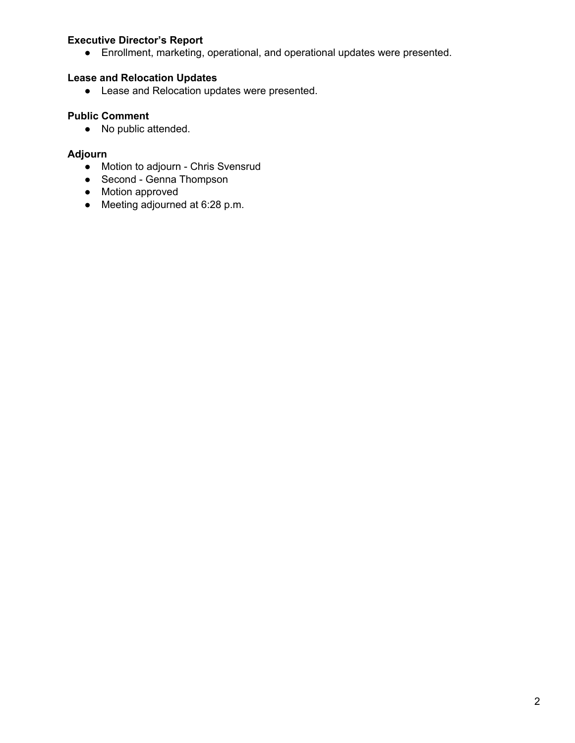**Executive Director's Report**

- Enrollment, marketing, operational, and operational updates were presented.

**Lease and Relocation Updates**

- Lease and Relocation updates were presented.

**Public Comment**

- No public attended.

**Adjourn**

- Motion to adjourn - Chris Svensrud
- Second - Genna Thompson
- Motion approved
- Meeting adjourned at 6:28 p.m.